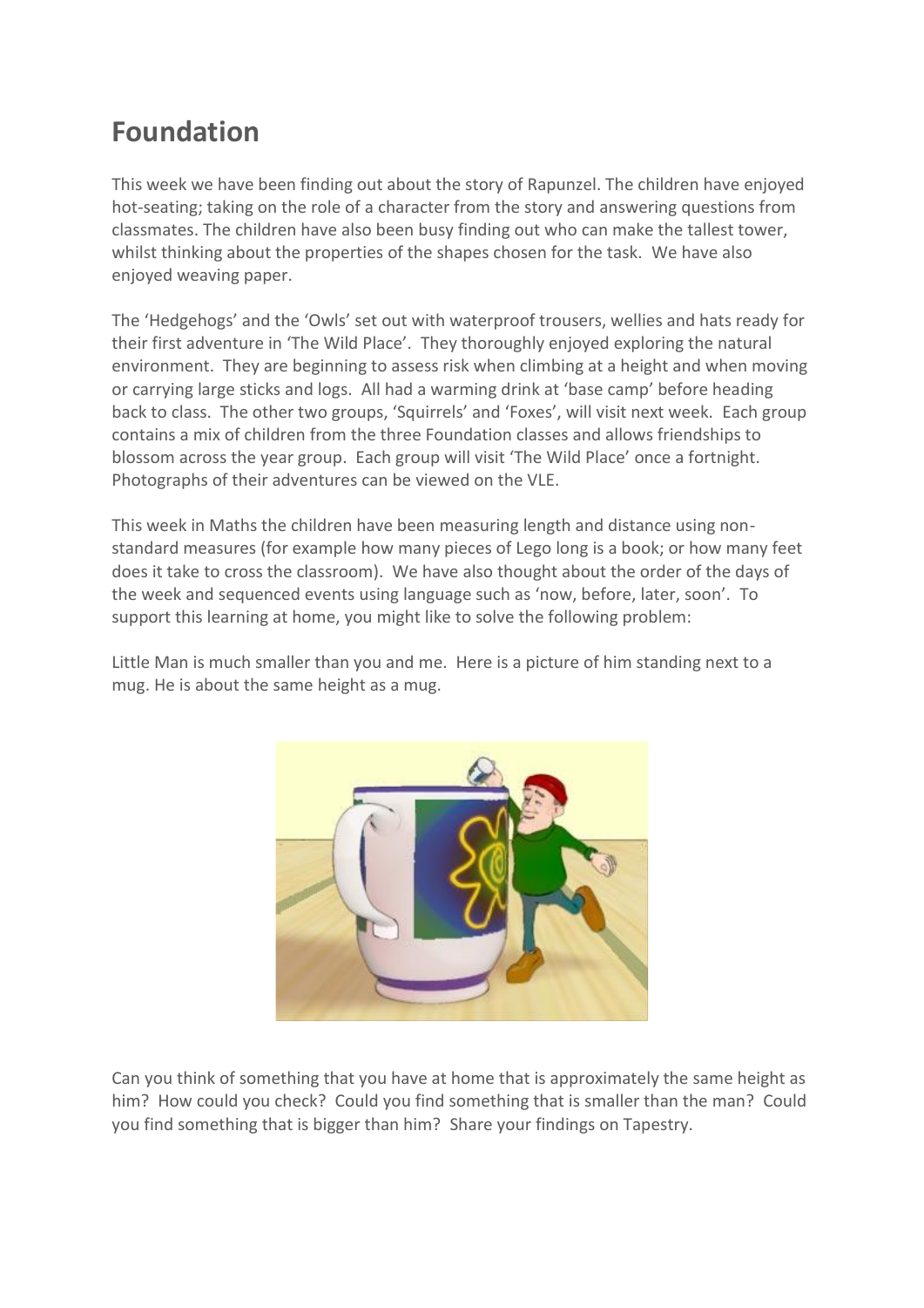# Foundation

This week we have been finding out about the story of Rapunzel. The children have enjoyed hot-seating; taking on the role of a character from the story and answering questions from classmates. The children have also been busy finding out who can make the tallest tower, whilst thinking about the properties of the shapes chosen for the task. We have also enjoyed weaving paper.

The 'Hedgehogs' and the 'Owls' set out with waterproof trousers, wellies and hats ready for their first adventure in 'The Wild Place'. They thoroughly enjoyed exploring the natural environment. They are beginning to assess risk when climbing at a height and when moving or carrying large sticks and logs. All had a warming drink at 'base camp' before heading back to class. The other two groups, 'Squirrels' and 'Foxes', will visit next week. Each group contains a mix of children from the three Foundation classes and allows friendships to blossom across the year group. Each group will visit 'The Wild Place' once a fortnight. Photographs of their adventures can be viewed on the VLE.

This week in Maths the children have been measuring length and distance using non-standard measures (for example how many pieces of Lego long is a book; or how many feet does it take to cross the classroom). We have also thought about the order of the days of the week and sequenced events using language such as 'now, before, later, soon'. To support this learning at home, you might like to solve the following problem:

Little Man is much smaller than you and me. Here is a picture of him standing next to a mug. He is about the same height as a mug.

Can you think of something that you have at home that is approximately the same height as him? How could you check? Could you find something that is smaller than the man? Could you find something that is bigger than him? Share your findings on Tapestry.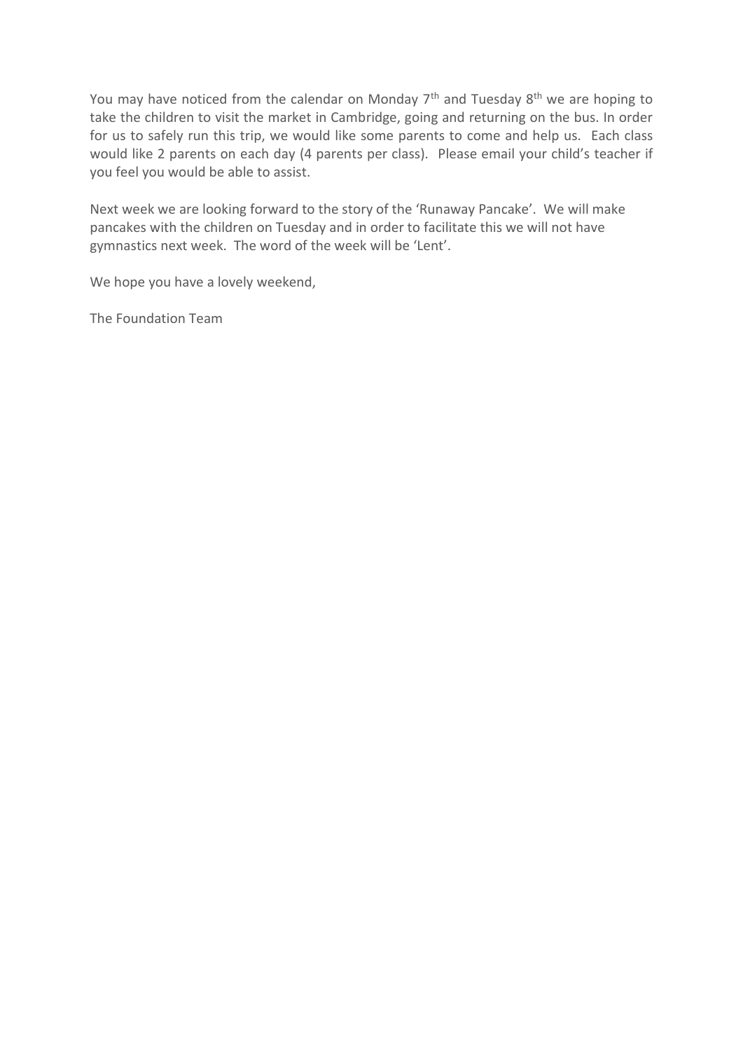You may have noticed from the calendar on Monday 7th and Tuesday 8th we are hoping to take the children to visit the market in Cambridge, going and returning on the bus. In order for us to safely run this trip, we would like some parents to come and help us. Each class would like 2 parents on each day (4 parents per class). Please email your child's teacher if you feel you would be able to assist.

Next week we are looking forward to the story of the 'Runaway Pancake'. We will make pancakes with the children on Tuesday and in order to facilitate this we will not have gymnastics next week. The word of the week will be 'Lent'.

We hope you have a lovely weekend,

The Foundation Team